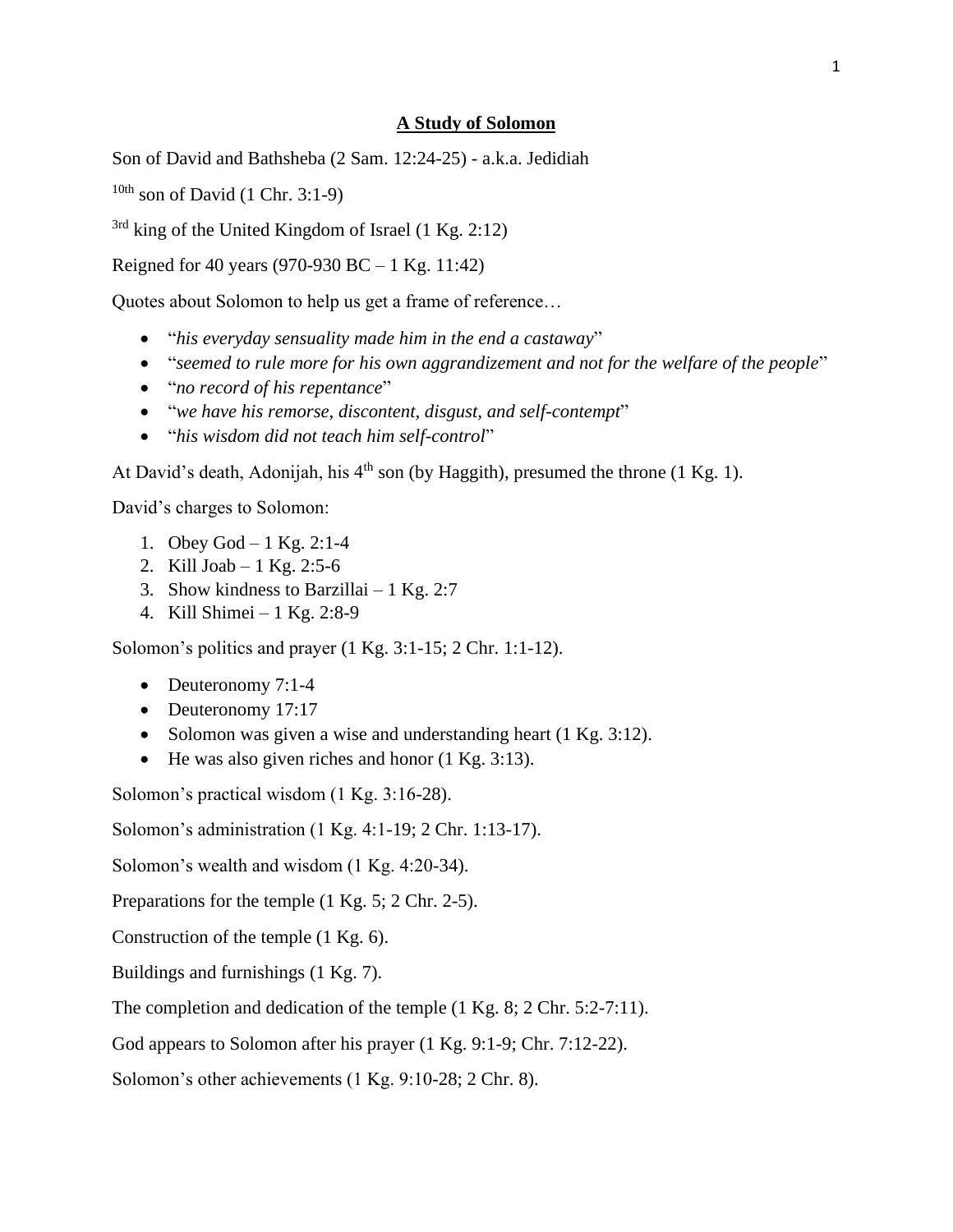# A Study of Solomon

Son of David and Bathsheba (2 Sam. 12:24-25) - a.k.a. Jedidiah

10th son of David (1 Chr. 3:1-9)

3rd king of the United Kingdom of Israel (1 Kg. 2:12)

Reigned for 40 years (970-930 BC – 1 Kg. 11:42)

Quotes about Solomon to help us get a frame of reference…

- "*his everyday sensuality made him in the end a castaway*"
- "*seemed to rule more for his own aggrandizement and not for the welfare of the people*"
- "*no record of his repentance*"
- "*we have his remorse, discontent, disgust, and self-contempt*"
- "*his wisdom did not teach him self-control*"

At David's death, Adonijah, his 4th son (by Haggith), presumed the throne (1 Kg. 1).

David's charges to Solomon:

1. Obey God – 1 Kg. 2:1-4
2. Kill Joab – 1 Kg. 2:5-6
3. Show kindness to Barzillai – 1 Kg. 2:7
4. Kill Shimei – 1 Kg. 2:8-9

Solomon's politics and prayer (1 Kg. 3:1-15; 2 Chr. 1:1-12).

- Deuteronomy 7:1-4
- Deuteronomy 17:17
- Solomon was given a wise and understanding heart (1 Kg. 3:12).
- He was also given riches and honor (1 Kg. 3:13).

Solomon's practical wisdom (1 Kg. 3:16-28).

Solomon's administration (1 Kg. 4:1-19; 2 Chr. 1:13-17).

Solomon's wealth and wisdom (1 Kg. 4:20-34).

Preparations for the temple (1 Kg. 5; 2 Chr. 2-5).

Construction of the temple (1 Kg. 6).

Buildings and furnishings (1 Kg. 7).

The completion and dedication of the temple (1 Kg. 8; 2 Chr. 5:2-7:11).

God appears to Solomon after his prayer (1 Kg. 9:1-9; Chr. 7:12-22).

Solomon's other achievements (1 Kg. 9:10-28; 2 Chr. 8).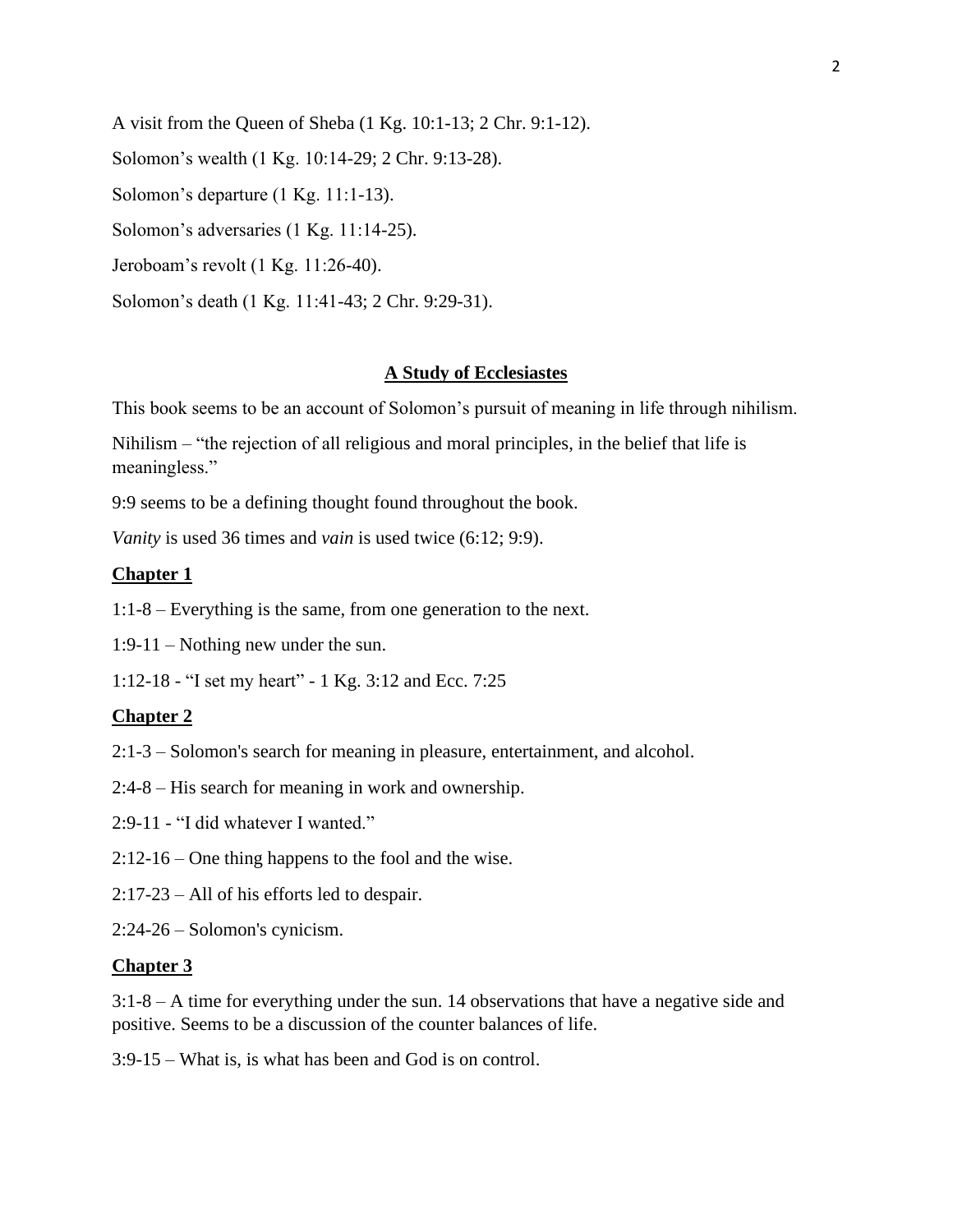A visit from the Queen of Sheba (1 Kg. 10:1-13; 2 Chr. 9:1-12).

Solomon's wealth (1 Kg. 10:14-29; 2 Chr. 9:13-28).

Solomon's departure (1 Kg. 11:1-13).

Solomon's adversaries (1 Kg. 11:14-25).

Jeroboam's revolt (1 Kg. 11:26-40).

Solomon's death (1 Kg. 11:41-43; 2 Chr. 9:29-31).

## A Study of Ecclesiastes

This book seems to be an account of Solomon's pursuit of meaning in life through nihilism.

Nihilism – "the rejection of all religious and moral principles, in the belief that life is meaningless."

9:9 seems to be a defining thought found throughout the book.

*Vanity* is used 36 times and *vain* is used twice (6:12; 9:9).

### Chapter 1

1:1-8 – Everything is the same, from one generation to the next.

1:9-11 – Nothing new under the sun.

1:12-18 - "I set my heart" - 1 Kg. 3:12 and Ecc. 7:25

### Chapter 2

2:1-3 – Solomon's search for meaning in pleasure, entertainment, and alcohol.

2:4-8 – His search for meaning in work and ownership.

2:9-11 - "I did whatever I wanted."

2:12-16 – One thing happens to the fool and the wise.

2:17-23 – All of his efforts led to despair.

2:24-26 – Solomon's cynicism.

### Chapter 3

3:1-8 – A time for everything under the sun. 14 observations that have a negative side and positive. Seems to be a discussion of the counter balances of life.

3:9-15 – What is, is what has been and God is on control.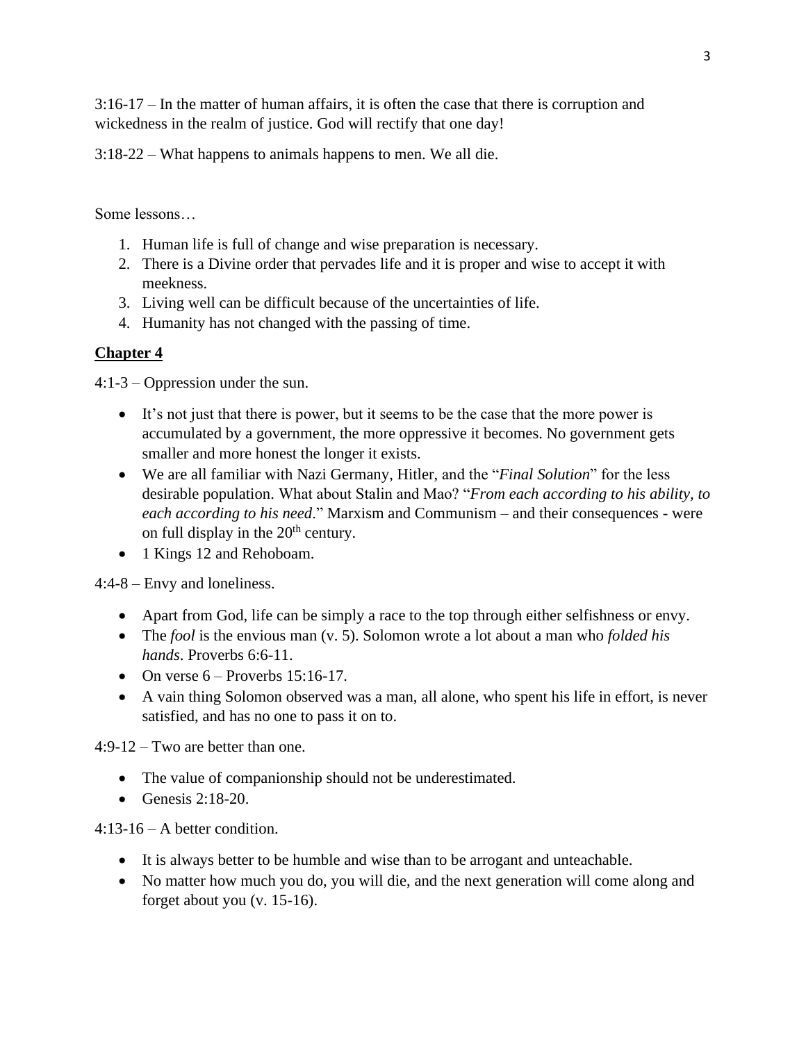3:16-17 – In the matter of human affairs, it is often the case that there is corruption and wickedness in the realm of justice. God will rectify that one day!

3:18-22 – What happens to animals happens to men. We all die.

Some lessons…

1. Human life is full of change and wise preparation is necessary.
2. There is a Divine order that pervades life and it is proper and wise to accept it with meekness.
3. Living well can be difficult because of the uncertainties of life.
4. Humanity has not changed with the passing of time.

## **Chapter 4**

4:1-3 – Oppression under the sun.

- It's not just that there is power, but it seems to be the case that the more power is accumulated by a government, the more oppressive it becomes. No government gets smaller and more honest the longer it exists.
- We are all familiar with Nazi Germany, Hitler, and the "*Final Solution*" for the less desirable population. What about Stalin and Mao? "*From each according to his ability, to each according to his need*." Marxism and Communism – and their consequences - were on full display in the 20th century.
- 1 Kings 12 and Rehoboam.

4:4-8 – Envy and loneliness.

- Apart from God, life can be simply a race to the top through either selfishness or envy.
- The *fool* is the envious man (v. 5). Solomon wrote a lot about a man who *folded his hands*. Proverbs 6:6-11.
- On verse 6 – Proverbs 15:16-17.
- A vain thing Solomon observed was a man, all alone, who spent his life in effort, is never satisfied, and has no one to pass it on to.

4:9-12 – Two are better than one.

- The value of companionship should not be underestimated.
- Genesis 2:18-20.

4:13-16 – A better condition.

- It is always better to be humble and wise than to be arrogant and unteachable.
- No matter how much you do, you will die, and the next generation will come along and forget about you (v. 15-16).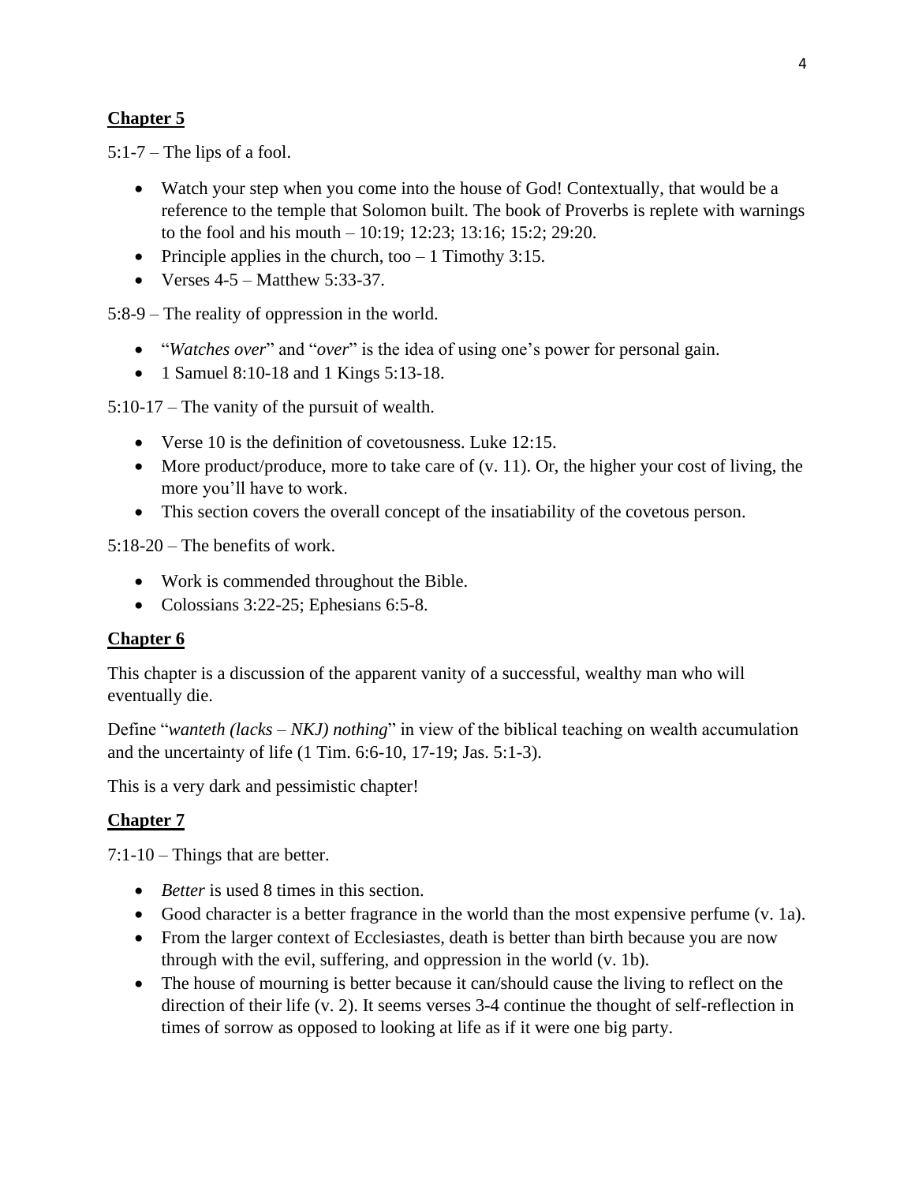## Chapter 5

5:1-7 – The lips of a fool.

- Watch your step when you come into the house of God! Contextually, that would be a reference to the temple that Solomon built. The book of Proverbs is replete with warnings to the fool and his mouth – 10:19; 12:23; 13:16; 15:2; 29:20.
- Principle applies in the church, too – 1 Timothy 3:15.
- Verses 4-5 – Matthew 5:33-37.

5:8-9 – The reality of oppression in the world.

- "*Watches over*" and "*over*" is the idea of using one's power for personal gain.
- 1 Samuel 8:10-18 and 1 Kings 5:13-18.

5:10-17 – The vanity of the pursuit of wealth.

- Verse 10 is the definition of covetousness. Luke 12:15.
- More product/produce, more to take care of (v. 11). Or, the higher your cost of living, the more you'll have to work.
- This section covers the overall concept of the insatiability of the covetous person.

5:18-20 – The benefits of work.

- Work is commended throughout the Bible.
- Colossians 3:22-25; Ephesians 6:5-8.

## Chapter 6

This chapter is a discussion of the apparent vanity of a successful, wealthy man who will eventually die.

Define "*wanteth (lacks – NKJ) nothing*" in view of the biblical teaching on wealth accumulation and the uncertainty of life (1 Tim. 6:6-10, 17-19; Jas. 5:1-3).

This is a very dark and pessimistic chapter!

## Chapter 7

7:1-10 – Things that are better.

- *Better* is used 8 times in this section.
- Good character is a better fragrance in the world than the most expensive perfume (v. 1a).
- From the larger context of Ecclesiastes, death is better than birth because you are now through with the evil, suffering, and oppression in the world (v. 1b).
- The house of mourning is better because it can/should cause the living to reflect on the direction of their life (v. 2). It seems verses 3-4 continue the thought of self-reflection in times of sorrow as opposed to looking at life as if it were one big party.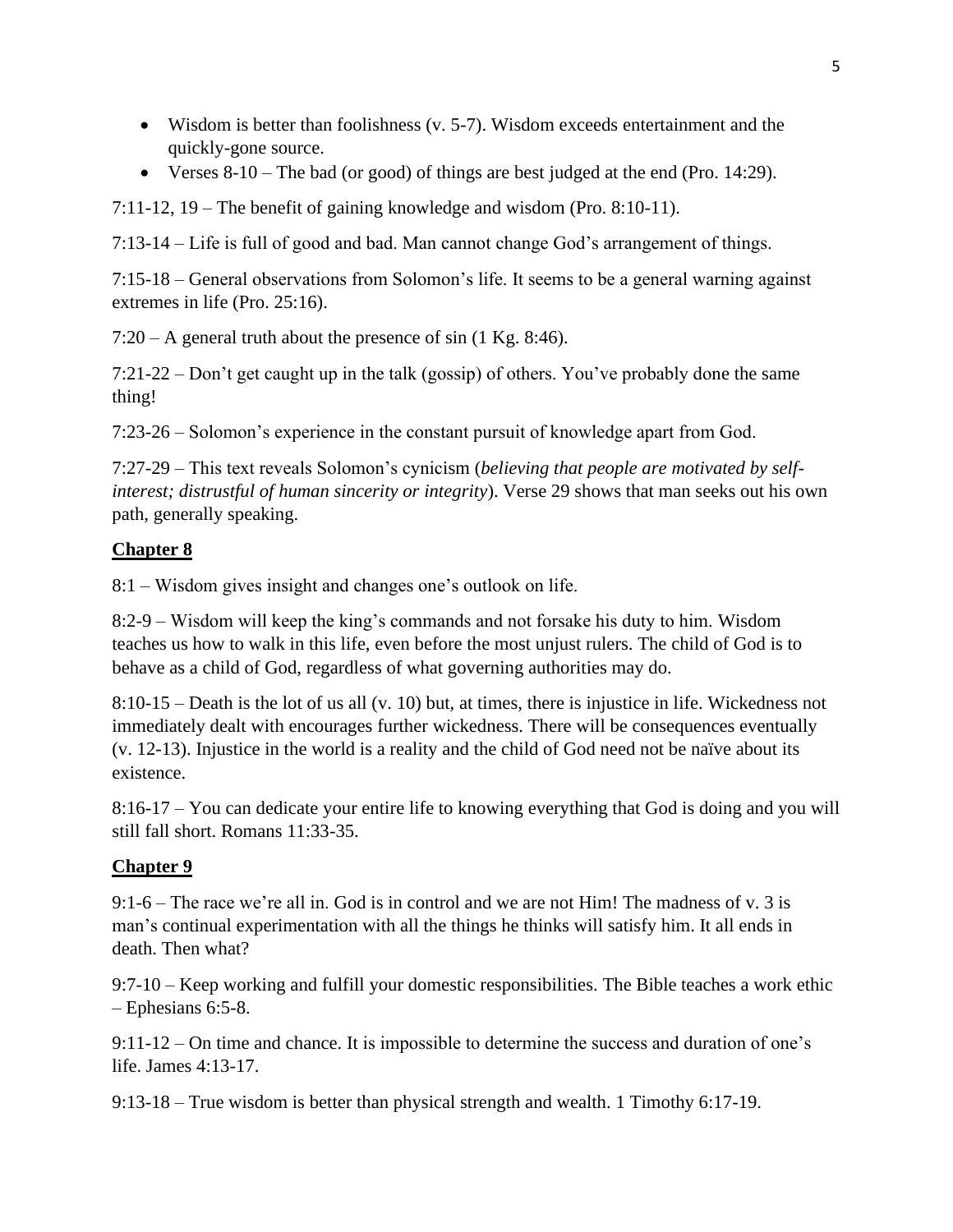- Wisdom is better than foolishness (v. 5-7). Wisdom exceeds entertainment and the quickly-gone source.
- Verses 8-10 – The bad (or good) of things are best judged at the end (Pro. 14:29).

7:11-12, 19 – The benefit of gaining knowledge and wisdom (Pro. 8:10-11).

7:13-14 – Life is full of good and bad. Man cannot change God's arrangement of things.

7:15-18 – General observations from Solomon's life. It seems to be a general warning against extremes in life (Pro. 25:16).

7:20 – A general truth about the presence of sin (1 Kg. 8:46).

7:21-22 – Don't get caught up in the talk (gossip) of others. You've probably done the same thing!

7:23-26 – Solomon's experience in the constant pursuit of knowledge apart from God.

7:27-29 – This text reveals Solomon's cynicism (*believing that people are motivated by self-interest; distrustful of human sincerity or integrity*). Verse 29 shows that man seeks out his own path, generally speaking.

## **Chapter 8**

8:1 – Wisdom gives insight and changes one's outlook on life.

8:2-9 – Wisdom will keep the king's commands and not forsake his duty to him. Wisdom teaches us how to walk in this life, even before the most unjust rulers. The child of God is to behave as a child of God, regardless of what governing authorities may do.

8:10-15 – Death is the lot of us all (v. 10) but, at times, there is injustice in life. Wickedness not immediately dealt with encourages further wickedness. There will be consequences eventually (v. 12-13). Injustice in the world is a reality and the child of God need not be naïve about its existence.

8:16-17 – You can dedicate your entire life to knowing everything that God is doing and you will still fall short. Romans 11:33-35.

## **Chapter 9**

9:1-6 – The race we're all in. God is in control and we are not Him! The madness of v. 3 is man's continual experimentation with all the things he thinks will satisfy him. It all ends in death. Then what?

9:7-10 – Keep working and fulfill your domestic responsibilities. The Bible teaches a work ethic – Ephesians 6:5-8.

9:11-12 – On time and chance. It is impossible to determine the success and duration of one's life. James 4:13-17.

9:13-18 – True wisdom is better than physical strength and wealth. 1 Timothy 6:17-19.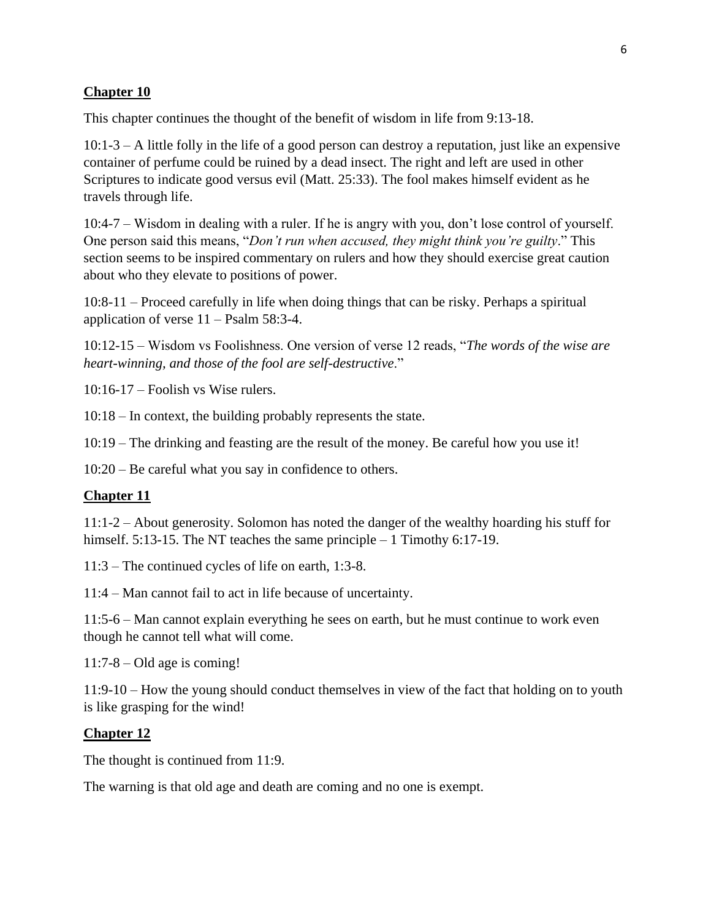**Chapter 10**

This chapter continues the thought of the benefit of wisdom in life from 9:13-18.

10:1-3 – A little folly in the life of a good person can destroy a reputation, just like an expensive container of perfume could be ruined by a dead insect. The right and left are used in other Scriptures to indicate good versus evil (Matt. 25:33). The fool makes himself evident as he travels through life.

10:4-7 – Wisdom in dealing with a ruler. If he is angry with you, don't lose control of yourself. One person said this means, "*Don't run when accused, they might think you're guilty*." This section seems to be inspired commentary on rulers and how they should exercise great caution about who they elevate to positions of power.

10:8-11 – Proceed carefully in life when doing things that can be risky. Perhaps a spiritual application of verse 11 – Psalm 58:3-4.

10:12-15 – Wisdom vs Foolishness. One version of verse 12 reads, "*The words of the wise are heart-winning, and those of the fool are self-destructive*."

10:16-17 – Foolish vs Wise rulers.

10:18 – In context, the building probably represents the state.

10:19 – The drinking and feasting are the result of the money. Be careful how you use it!

10:20 – Be careful what you say in confidence to others.

**Chapter 11**

11:1-2 – About generosity. Solomon has noted the danger of the wealthy hoarding his stuff for himself. 5:13-15. The NT teaches the same principle – 1 Timothy 6:17-19.

11:3 – The continued cycles of life on earth, 1:3-8.

11:4 – Man cannot fail to act in life because of uncertainty.

11:5-6 – Man cannot explain everything he sees on earth, but he must continue to work even though he cannot tell what will come.

11:7-8 – Old age is coming!

11:9-10 – How the young should conduct themselves in view of the fact that holding on to youth is like grasping for the wind!

**Chapter 12**

The thought is continued from 11:9.

The warning is that old age and death are coming and no one is exempt.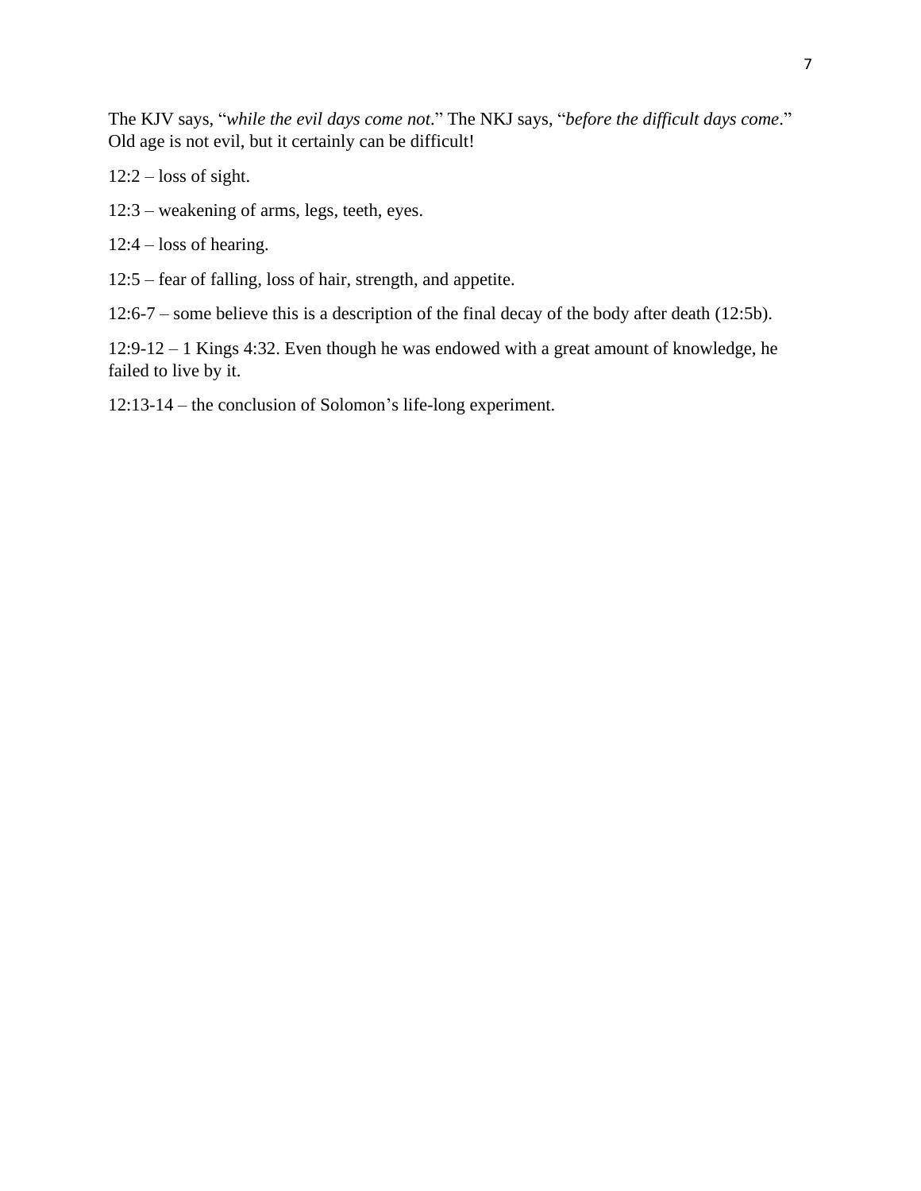The KJV says, "*while the evil days come not*." The NKJ says, "*before the difficult days come*." Old age is not evil, but it certainly can be difficult!

12:2 – loss of sight.

12:3 – weakening of arms, legs, teeth, eyes.

12:4 – loss of hearing.

12:5 – fear of falling, loss of hair, strength, and appetite.

12:6-7 – some believe this is a description of the final decay of the body after death (12:5b).

12:9-12 – 1 Kings 4:32. Even though he was endowed with a great amount of knowledge, he failed to live by it.

12:13-14 – the conclusion of Solomon's life-long experiment.